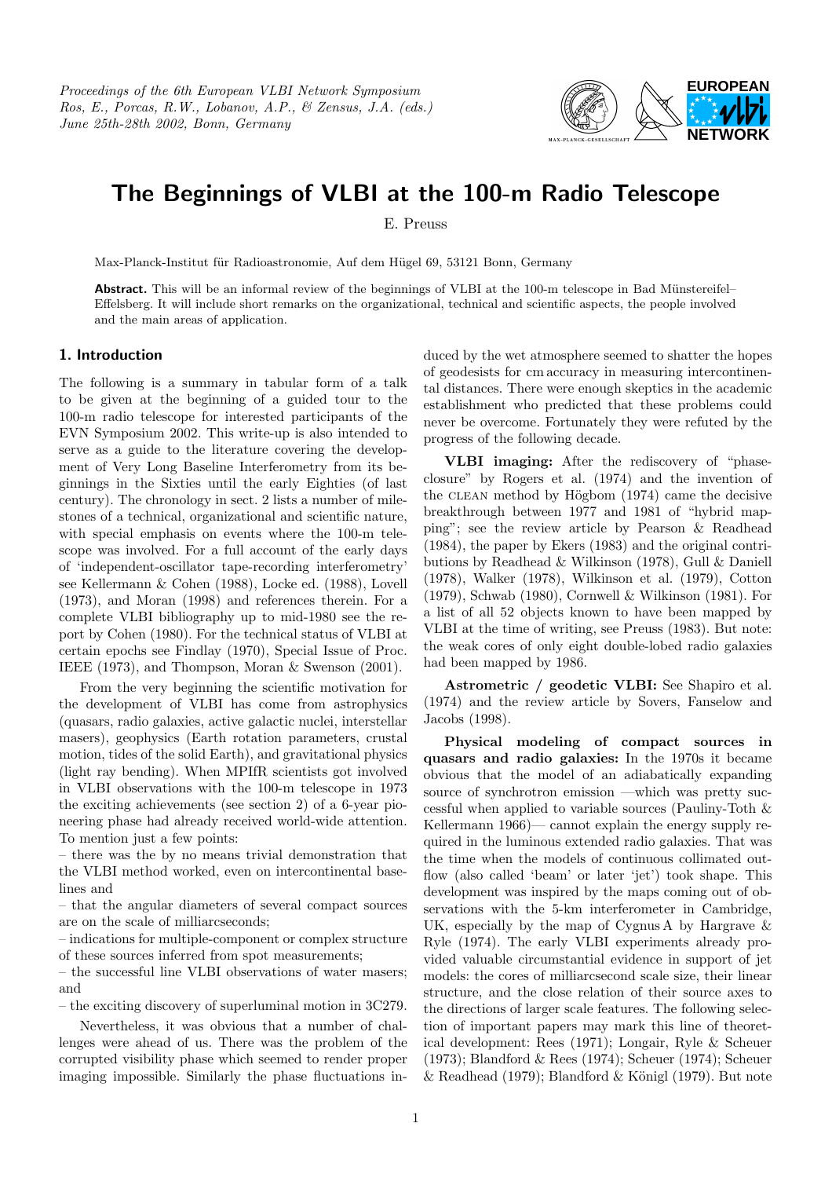*Proceedings of the 6th European VLBI Network Symposium*
*Ros, E., Porcas, R.W., Lobanov, A.P., & Zensus, J.A. (eds.)*
*June 25th-28th 2002, Bonn, Germany*

# The Beginnings of VLBI at the 100-m Radio Telescope

E. Preuss

Max-Planck-Institut für Radioastronomie, Auf dem Hügel 69, 53121 Bonn, Germany

**Abstract.** This will be an informal review of the beginnings of VLBI at the 100-m telescope in Bad Münstereifel–Effelsberg. It will include short remarks on the organizational, technical and scientific aspects, the people involved and the main areas of application.

## 1. Introduction

The following is a summary in tabular form of a talk to be given at the beginning of a guided tour to the 100-m radio telescope for interested participants of the EVN Symposium 2002. This write-up is also intended to serve as a guide to the literature covering the development of Very Long Baseline Interferometry from its beginnings in the Sixties until the early Eighties (of last century). The chronology in sect. 2 lists a number of milestones of a technical, organizational and scientific nature, with special emphasis on events where the 100-m telescope was involved. For a full account of the early days of 'independent-oscillator tape-recording interferometry' see Kellermann & Cohen (1988), Locke ed. (1988), Lovell (1973), and Moran (1998) and references therein. For a complete VLBI bibliography up to mid-1980 see the report by Cohen (1980). For the technical status of VLBI at certain epochs see Findlay (1970), Special Issue of Proc. IEEE (1973), and Thompson, Moran & Swenson (2001).

From the very beginning the scientific motivation for the development of VLBI has come from astrophysics (quasars, radio galaxies, active galactic nuclei, interstellar masers), geophysics (Earth rotation parameters, crustal motion, tides of the solid Earth), and gravitational physics (light ray bending). When MPIfR scientists got involved in VLBI observations with the 100-m telescope in 1973 the exciting achievements (see section 2) of a 6-year pioneering phase had already received world-wide attention. To mention just a few points:
– there was the by no means trivial demonstration that the VLBI method worked, even on intercontinental baselines and
– that the angular diameters of several compact sources are on the scale of milliarcseconds;
– indications for multiple-component or complex structure of these sources inferred from spot measurements;
– the successful line VLBI observations of water masers; and
– the exciting discovery of superluminal motion in 3C279.

Nevertheless, it was obvious that a number of challenges were ahead of us. There was the problem of the corrupted visibility phase which seemed to render proper imaging impossible. Similarly the phase fluctuations induced by the wet atmosphere seemed to shatter the hopes of geodesists for cm accuracy in measuring intercontinental distances. There were enough skeptics in the academic establishment who predicted that these problems could never be overcome. Fortunately they were refuted by the progress of the following decade.

**VLBI imaging:** After the rediscovery of "phase-closure" by Rogers et al. (1974) and the invention of the CLEAN method by Högbom (1974) came the decisive breakthrough between 1977 and 1981 of "hybrid mapping"; see the review article by Pearson & Readhead (1984), the paper by Ekers (1983) and the original contributions by Readhead & Wilkinson (1978), Gull & Daniell (1978), Walker (1978), Wilkinson et al. (1979), Cotton (1979), Schwab (1980), Cornwell & Wilkinson (1981). For a list of all 52 objects known to have been mapped by VLBI at the time of writing, see Preuss (1983). But note: the weak cores of only eight double-lobed radio galaxies had been mapped by 1986.

**Astrometric / geodetic VLBI:** See Shapiro et al. (1974) and the review article by Sovers, Fanselow and Jacobs (1998).

**Physical modeling of compact sources in quasars and radio galaxies:** In the 1970s it became obvious that the model of an adiabatically expanding source of synchrotron emission —which was pretty successful when applied to variable sources (Pauliny-Toth & Kellermann 1966)— cannot explain the energy supply required in the luminous extended radio galaxies. That was the time when the models of continuous collimated outflow (also called 'beam' or later 'jet') took shape. This development was inspired by the maps coming out of observations with the 5-km interferometer in Cambridge, UK, especially by the map of Cygnus A by Hargrave & Ryle (1974). The early VLBI experiments already provided valuable circumstantial evidence in support of jet models: the cores of milliarcsecond scale size, their linear structure, and the close relation of their source axes to the directions of larger scale features. The following selection of important papers may mark this line of theoretical development: Rees (1971); Longair, Ryle & Scheuer (1973); Blandford & Rees (1974); Scheuer (1974); Scheuer & Readhead (1979); Blandford & Königl (1979). But note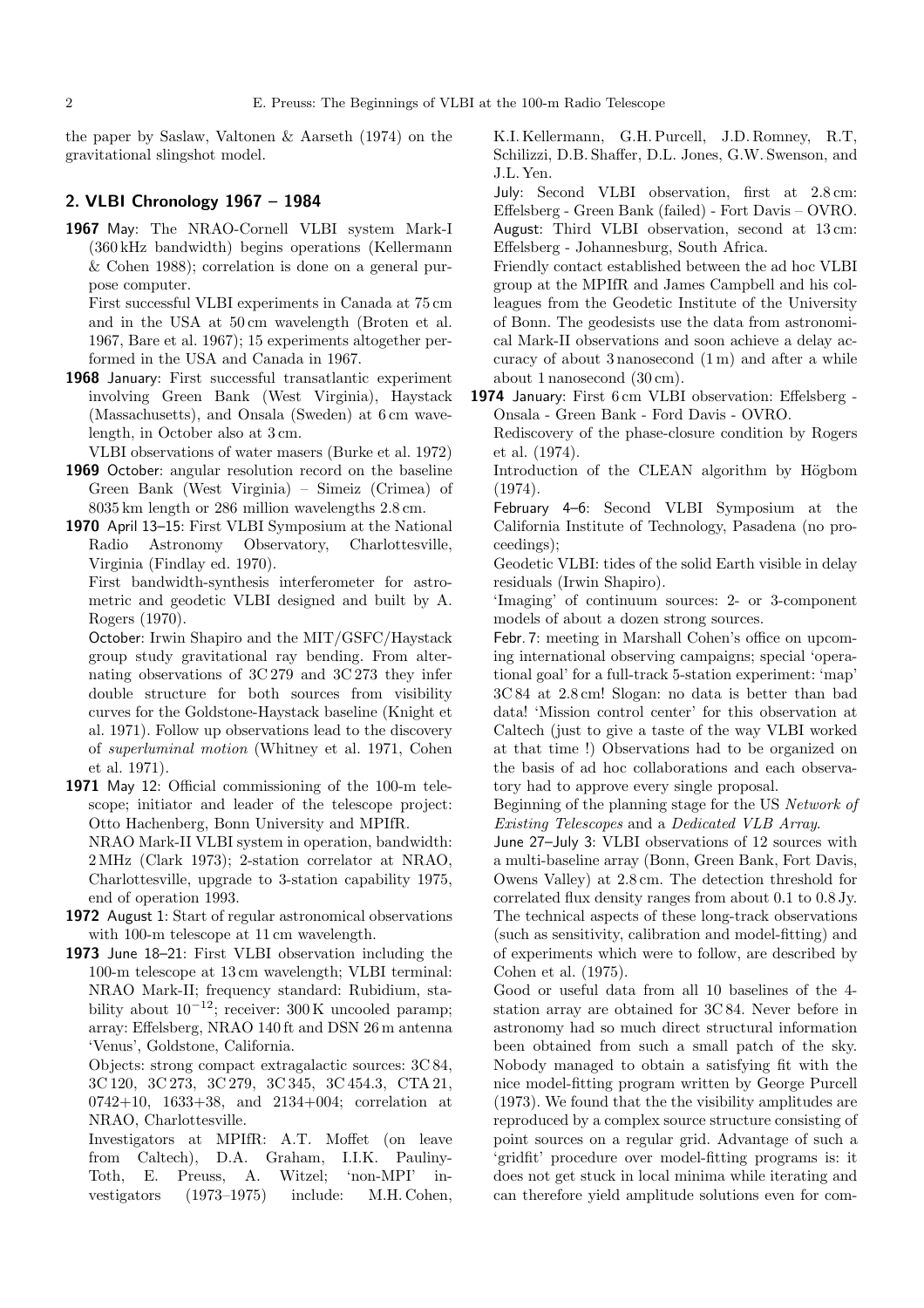the paper by Saslaw, Valtonen & Aarseth (1974) on the gravitational slingshot model.

## 2. VLBI Chronology 1967 – 1984

**1967** May: The NRAO-Cornell VLBI system Mark-I (360 kHz bandwidth) begins operations (Kellermann & Cohen 1988); correlation is done on a general purpose computer.

First successful VLBI experiments in Canada at 75 cm and in the USA at 50 cm wavelength (Broten et al. 1967, Bare et al. 1967); 15 experiments altogether performed in the USA and Canada in 1967.

**1968** January: First successful transatlantic experiment involving Green Bank (West Virginia), Haystack (Massachusetts), and Onsala (Sweden) at 6 cm wavelength, in October also at 3 cm.

VLBI observations of water masers (Burke et al. 1972)

**1969** October: angular resolution record on the baseline Green Bank (West Virginia) – Simeiz (Crimea) of 8035 km length or 286 million wavelengths 2.8 cm.

**1970** April 13–15: First VLBI Symposium at the National Radio Astronomy Observatory, Charlottesville, Virginia (Findlay ed. 1970).

First bandwidth-synthesis interferometer for astrometric and geodetic VLBI designed and built by A. Rogers (1970).

October: Irwin Shapiro and the MIT/GSFC/Haystack group study gravitational ray bending. From alternating observations of 3C 279 and 3C 273 they infer double structure for both sources from visibility curves for the Goldstone-Haystack baseline (Knight et al. 1971). Follow up observations lead to the discovery of *superluminal motion* (Whitney et al. 1971, Cohen et al. 1971).

**1971** May 12: Official commissioning of the 100-m telescope; initiator and leader of the telescope project: Otto Hachenberg, Bonn University and MPIfR.

NRAO Mark-II VLBI system in operation, bandwidth: 2 MHz (Clark 1973); 2-station correlator at NRAO, Charlottesville, upgrade to 3-station capability 1975, end of operation 1993.

**1972** August 1: Start of regular astronomical observations with 100-m telescope at 11 cm wavelength.

**1973** June 18–21: First VLBI observation including the 100-m telescope at 13 cm wavelength; VLBI terminal: NRAO Mark-II; frequency standard: Rubidium, stability about $10^{-12}$; receiver: 300 K uncooled paramp; array: Effelsberg, NRAO 140 ft and DSN 26 m antenna 'Venus', Goldstone, California.

Objects: strong compact extragalactic sources: 3C 84, 3C 120, 3C 273, 3C 279, 3C 345, 3C 454.3, CTA 21, 0742+10, 1633+38, and 2134+004; correlation at NRAO, Charlottesville.

Investigators at MPIfR: A.T. Moffet (on leave from Caltech), D.A. Graham, I.I.K. Pauliny-Toth, E. Preuss, A. Witzel; 'non-MPI' investigators (1973–1975) include: M.H. Cohen, K.I. Kellermann, G.H. Purcell, J.D. Romney, R.T, Schilizzi, D.B. Shaffer, D.L. Jones, G.W. Swenson, and J.L. Yen.

July: Second VLBI observation, first at 2.8 cm: Effelsberg - Green Bank (failed) - Fort Davis – OVRO.

August: Third VLBI observation, second at 13 cm: Effelsberg - Johannesburg, South Africa.

Friendly contact established between the ad hoc VLBI group at the MPIfR and James Campbell and his colleagues from the Geodetic Institute of the University of Bonn. The geodesists use the data from astronomical Mark-II observations and soon achieve a delay accuracy of about 3 nanosecond (1 m) and after a while about 1 nanosecond (30 cm).

**1974** January: First 6 cm VLBI observation: Effelsberg - Onsala - Green Bank - Ford Davis - OVRO.

Rediscovery of the phase-closure condition by Rogers et al. (1974).

Introduction of the CLEAN algorithm by Högbom (1974).

February 4–6: Second VLBI Symposium at the California Institute of Technology, Pasadena (no proceedings);

Geodetic VLBI: tides of the solid Earth visible in delay residuals (Irwin Shapiro).

'Imaging' of continuum sources: 2- or 3-component models of about a dozen strong sources.

Febr. 7: meeting in Marshall Cohen's office on upcoming international observing campaigns; special 'operational goal' for a full-track 5-station experiment: 'map' 3C 84 at 2.8 cm! Slogan: no data is better than bad data! 'Mission control center' for this observation at Caltech (just to give a taste of the way VLBI worked at that time !) Observations had to be organized on the basis of ad hoc collaborations and each observatory had to approve every single proposal.

Beginning of the planning stage for the US *Network of Existing Telescopes* and a *Dedicated VLB Array*.

June 27–July 3: VLBI observations of 12 sources with a multi-baseline array (Bonn, Green Bank, Fort Davis, Owens Valley) at 2.8 cm. The detection threshold for correlated flux density ranges from about 0.1 to 0.8 Jy. The technical aspects of these long-track observations (such as sensitivity, calibration and model-fitting) and of experiments which were to follow, are described by Cohen et al. (1975).

Good or useful data from all 10 baselines of the 4-station array are obtained for 3C 84. Never before in astronomy had so much direct structural information been obtained from such a small patch of the sky. Nobody managed to obtain a satisfying fit with the nice model-fitting program written by George Purcell (1973). We found that the the visibility amplitudes are reproduced by a complex source structure consisting of point sources on a regular grid. Advantage of such a 'gridfit' procedure over model-fitting programs is: it does not get stuck in local minima while iterating and can therefore yield amplitude solutions even for com-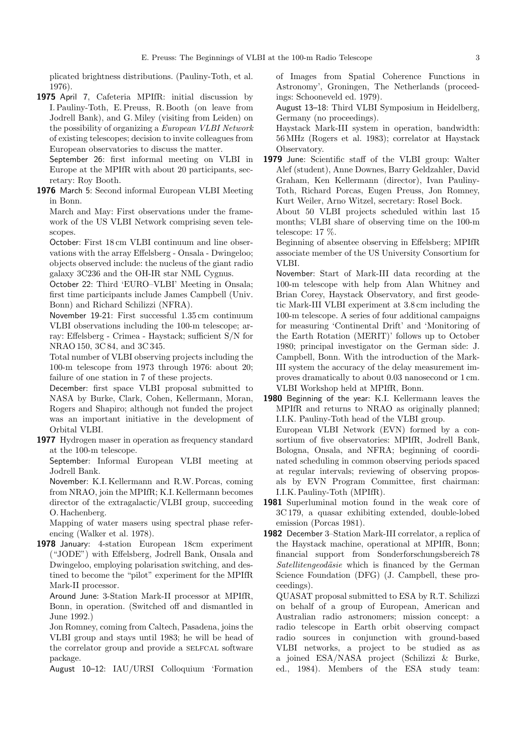plicated brightness distributions. (Pauliny-Toth, et al. 1976).

**1975** April 7, Cafeteria MPIfR: initial discussion by I. Pauliny-Toth, E. Preuss, R. Booth (on leave from Jodrell Bank), and G. Miley (visiting from Leiden) on the possibility of organizing a *European VLBI Network* of existing telescopes; decision to invite colleagues from European observatories to discuss the matter.

September 26: first informal meeting on VLBI in Europe at the MPIfR with about 20 participants, secretary: Roy Booth.

**1976** March 5: Second informal European VLBI Meeting in Bonn.

March and May: First observations under the framework of the US VLBI Network comprising seven telescopes.

October: First 18 cm VLBI continuum and line observations with the array Effelsberg - Onsala - Dwingeloo; objects observed include: the nucleus of the giant radio galaxy 3C236 and the OH-IR star NML Cygnus.

October 22: Third 'EURO–VLBI' Meeting in Onsala; first time participants include James Campbell (Univ. Bonn) and Richard Schilizzi (NFRA).

November 19-21: First successful 1.35 cm continuum VLBI observations including the 100-m telescope; array: Effelsberg - Crimea - Haystack; sufficient S/N for NRAO 150, 3C 84, and 3C 345.

Total number of VLBI observing projects including the 100-m telescope from 1973 through 1976: about 20; failure of one station in 7 of these projects.

December: first space VLBI proposal submitted to NASA by Burke, Clark, Cohen, Kellermann, Moran, Rogers and Shapiro; although not funded the project was an important initiative in the development of Orbital VLBI.

**1977** Hydrogen maser in operation as frequency standard at the 100-m telescope.

September: Informal European VLBI meeting at Jodrell Bank.

November: K.I. Kellermann and R.W. Porcas, coming from NRAO, join the MPIfR; K.I. Kellermann becomes director of the extragalactic/VLBI group, succeeding O. Hachenberg.

Mapping of water masers using spectral phase referencing (Walker et al. 1978).

**1978** January: 4-station European 18cm experiment ("JODE") with Effelsberg, Jodrell Bank, Onsala and Dwingeloo, employing polarisation switching, and destined to become the "pilot" experiment for the MPIfR Mark-II processor.

Around June: 3-Station Mark-II processor at MPIfR, Bonn, in operation. (Switched off and dismantled in June 1992.)

Jon Romney, coming from Caltech, Pasadena, joins the VLBI group and stays until 1983; he will be head of the correlator group and provide a SELFCAL software package.

August 10–12: IAU/URSI Colloquium 'Formation of Images from Spatial Coherence Functions in Astronomy', Groningen, The Netherlands (proceedings: Schooneveld ed. 1979).

August 13–18: Third VLBI Symposium in Heidelberg, Germany (no proceedings).

Haystack Mark-III system in operation, bandwidth: 56 MHz (Rogers et al. 1983); correlator at Haystack Observatory.

**1979** June: Scientific staff of the VLBI group: Walter Alef (student), Anne Downes, Barry Geldzahler, David Graham, Ken Kellermann (director), Ivan Pauliny-Toth, Richard Porcas, Eugen Preuss, Jon Romney, Kurt Weiler, Arno Witzel, secretary: Rosel Bock.

About 50 VLBI projects scheduled within last 15 months; VLBI share of observing time on the 100-m telescope: 17 %.

Beginning of absentee observing in Effelsberg; MPIfR associate member of the US University Consortium for VLBI.

November: Start of Mark-III data recording at the 100-m telescope with help from Alan Whitney and Brian Corey, Haystack Observatory, and first geodetic Mark-III VLBI experiment at 3.8 cm including the 100-m telescope. A series of four additional campaigns for measuring 'Continental Drift' and 'Monitoring of the Earth Rotation (MERIT)' follows up to October 1980; principal investigator on the German side: J. Campbell, Bonn. With the introduction of the Mark-III system the accuracy of the delay measurement improves dramatically to about 0.03 nanosecond or 1 cm.

VLBI Workshop held at MPIfR, Bonn.

**1980** Beginning of the year: K.I. Kellermann leaves the MPIfR and returns to NRAO as originally planned; I.I.K. Pauliny-Toth head of the VLBI group.

European VLBI Network (EVN) formed by a consortium of five observatories: MPIfR, Jodrell Bank, Bologna, Onsala, and NFRA; beginning of coordinated scheduling in common observing periods spaced at regular intervals; reviewing of observing proposals by EVN Program Committee, first chairman: I.I.K. Pauliny-Toth (MPIfR).

**1981** Superluminal motion found in the weak core of 3C 179, a quasar exhibiting extended, double-lobed emission (Porcas 1981).

**1982** December 3–Station Mark-III correlator, a replica of the Haystack machine, operational at MPIfR, Bonn; financial support from Sonderforschungsbereich 78 *Satellitengeodäsie* which is financed by the German Science Foundation (DFG) (J. Campbell, these proceedings).

QUASAT proposal submitted to ESA by R.T. Schilizzi on behalf of a group of European, American and Australian radio astronomers; mission concept: a radio telescope in Earth orbit observing compact radio sources in conjunction with ground-based VLBI networks, a project to be studied as as a joined ESA/NASA project (Schilizzi & Burke, ed., 1984). Members of the ESA study team: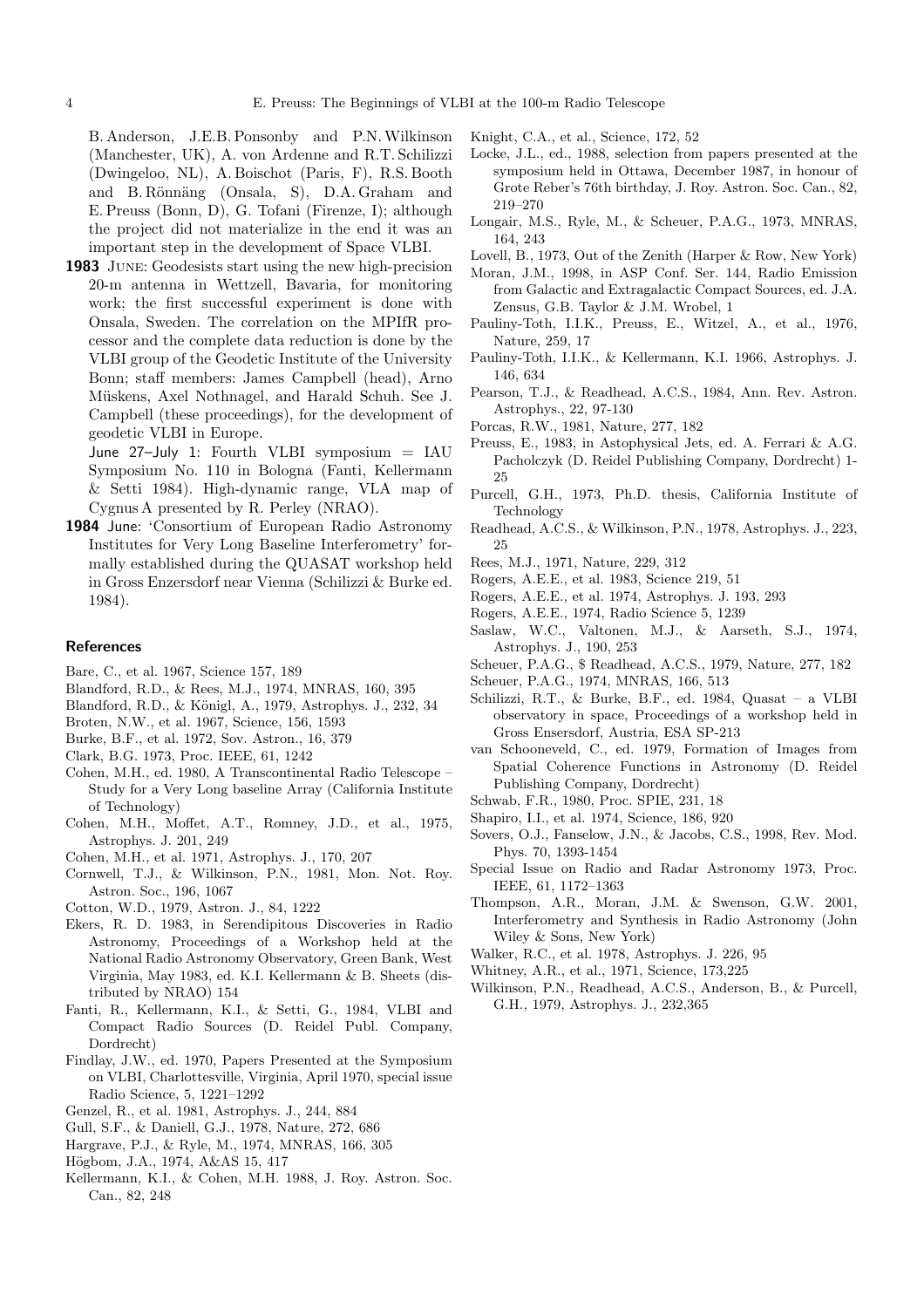B. Anderson, J.E.B. Ponsonby and P.N. Wilkinson (Manchester, UK), A. von Ardenne and R.T. Schilizzi (Dwingeloo, NL), A. Boischot (Paris, F), R.S. Booth and B. Rönnäng (Onsala, S), D.A. Graham and E. Preuss (Bonn, D), G. Tofani (Firenze, I); although the project did not materialize in the end it was an important step in the development of Space VLBI.

**1983** JUNE: Geodesists start using the new high-precision 20-m antenna in Wettzell, Bavaria, for monitoring work; the first successful experiment is done with Onsala, Sweden. The correlation on the MPIfR processor and the complete data reduction is done by the VLBI group of the Geodetic Institute of the University Bonn; staff members: James Campbell (head), Arno Müskens, Axel Nothnagel, and Harald Schuh. See J. Campbell (these proceedings), for the development of geodetic VLBI in Europe.

June 27–July 1: Fourth VLBI symposium = IAU Symposium No. 110 in Bologna (Fanti, Kellermann & Setti 1984). High-dynamic range, VLA map of Cygnus A presented by R. Perley (NRAO).

**1984** June: 'Consortium of European Radio Astronomy Institutes for Very Long Baseline Interferometry' formally established during the QUASAT workshop held in Gross Enzersdorf near Vienna (Schilizzi & Burke ed. 1984).

## References

Bare, C., et al. 1967, Science 157, 189

Blandford, R.D., & Rees, M.J., 1974, MNRAS, 160, 395

Blandford, R.D., & Königl, A., 1979, Astrophys. J., 232, 34

Broten, N.W., et al. 1967, Science, 156, 1593

Burke, B.F., et al. 1972, Sov. Astron., 16, 379

Clark, B.G. 1973, Proc. IEEE, 61, 1242

Cohen, M.H., ed. 1980, A Transcontinental Radio Telescope – Study for a Very Long baseline Array (California Institute of Technology)

Cohen, M.H., Moffet, A.T., Romney, J.D., et al., 1975, Astrophys. J. 201, 249

Cohen, M.H., et al. 1971, Astrophys. J., 170, 207

Cornwell, T.J., & Wilkinson, P.N., 1981, Mon. Not. Roy. Astron. Soc., 196, 1067

Cotton, W.D., 1979, Astron. J., 84, 1222

Ekers, R. D. 1983, in Serendipitous Discoveries in Radio Astronomy, Proceedings of a Workshop held at the National Radio Astronomy Observatory, Green Bank, West Virginia, May 1983, ed. K.I. Kellermann & B. Sheets (distributed by NRAO) 154

Fanti, R., Kellermann, K.I., & Setti, G., 1984, VLBI and Compact Radio Sources (D. Reidel Publ. Company, Dordrecht)

Findlay, J.W., ed. 1970, Papers Presented at the Symposium on VLBI, Charlottesville, Virginia, April 1970, special issue Radio Science, 5, 1221–1292

Genzel, R., et al. 1981, Astrophys. J., 244, 884

Gull, S.F., & Daniell, G.J., 1978, Nature, 272, 686

Hargrave, P.J., & Ryle, M., 1974, MNRAS, 166, 305

Högbom, J.A., 1974, A&AS 15, 417

Kellermann, K.I., & Cohen, M.H. 1988, J. Roy. Astron. Soc. Can., 82, 248

Knight, C.A., et al., Science, 172, 52

Locke, J.L., ed., 1988, selection from papers presented at the symposium held in Ottawa, December 1987, in honour of Grote Reber's 76th birthday, J. Roy. Astron. Soc. Can., 82, 219–270

Longair, M.S., Ryle, M., & Scheuer, P.A.G., 1973, MNRAS, 164, 243

Lovell, B., 1973, Out of the Zenith (Harper & Row, New York)

Moran, J.M., 1998, in ASP Conf. Ser. 144, Radio Emission from Galactic and Extragalactic Compact Sources, ed. J.A. Zensus, G.B. Taylor & J.M. Wrobel, 1

Pauliny-Toth, I.I.K., Preuss, E., Witzel, A., et al., 1976, Nature, 259, 17

Pauliny-Toth, I.I.K., & Kellermann, K.I. 1966, Astrophys. J. 146, 634

Pearson, T.J., & Readhead, A.C.S., 1984, Ann. Rev. Astron. Astrophys., 22, 97-130

Porcas, R.W., 1981, Nature, 277, 182

Preuss, E., 1983, in Astophysical Jets, ed. A. Ferrari & A.G. Pacholczyk (D. Reidel Publishing Company, Dordrecht) 1-25

Purcell, G.H., 1973, Ph.D. thesis, California Institute of Technology

Readhead, A.C.S., & Wilkinson, P.N., 1978, Astrophys. J., 223, 25

Rees, M.J., 1971, Nature, 229, 312

Rogers, A.E.E., et al. 1983, Science 219, 51

Rogers, A.E.E., et al. 1974, Astrophys. J. 193, 293

Rogers, A.E.E., 1974, Radio Science 5, 1239

Saslaw, W.C., Valtonen, M.J., & Aarseth, S.J., 1974, Astrophys. J., 190, 253

Scheuer, P.A.G., $ Readhead, A.C.S., 1979, Nature, 277, 182

Scheuer, P.A.G., 1974, MNRAS, 166, 513

Schilizzi, R.T., & Burke, B.F., ed. 1984, Quasat – a VLBI observatory in space, Proceedings of a workshop held in Gross Ensersdorf, Austria, ESA SP-213

van Schooneveld, C., ed. 1979, Formation of Images from Spatial Coherence Functions in Astronomy (D. Reidel Publishing Company, Dordrecht)

Schwab, F.R., 1980, Proc. SPIE, 231, 18

Shapiro, I.I., et al. 1974, Science, 186, 920

Sovers, O.J., Fanselow, J.N., & Jacobs, C.S., 1998, Rev. Mod. Phys. 70, 1393-1454

Special Issue on Radio and Radar Astronomy 1973, Proc. IEEE, 61, 1172–1363

Thompson, A.R., Moran, J.M. & Swenson, G.W. 2001, Interferometry and Synthesis in Radio Astronomy (John Wiley & Sons, New York)

Walker, R.C., et al. 1978, Astrophys. J. 226, 95

Whitney, A.R., et al., 1971, Science, 173,225

Wilkinson, P.N., Readhead, A.C.S., Anderson, B., & Purcell, G.H., 1979, Astrophys. J., 232,365